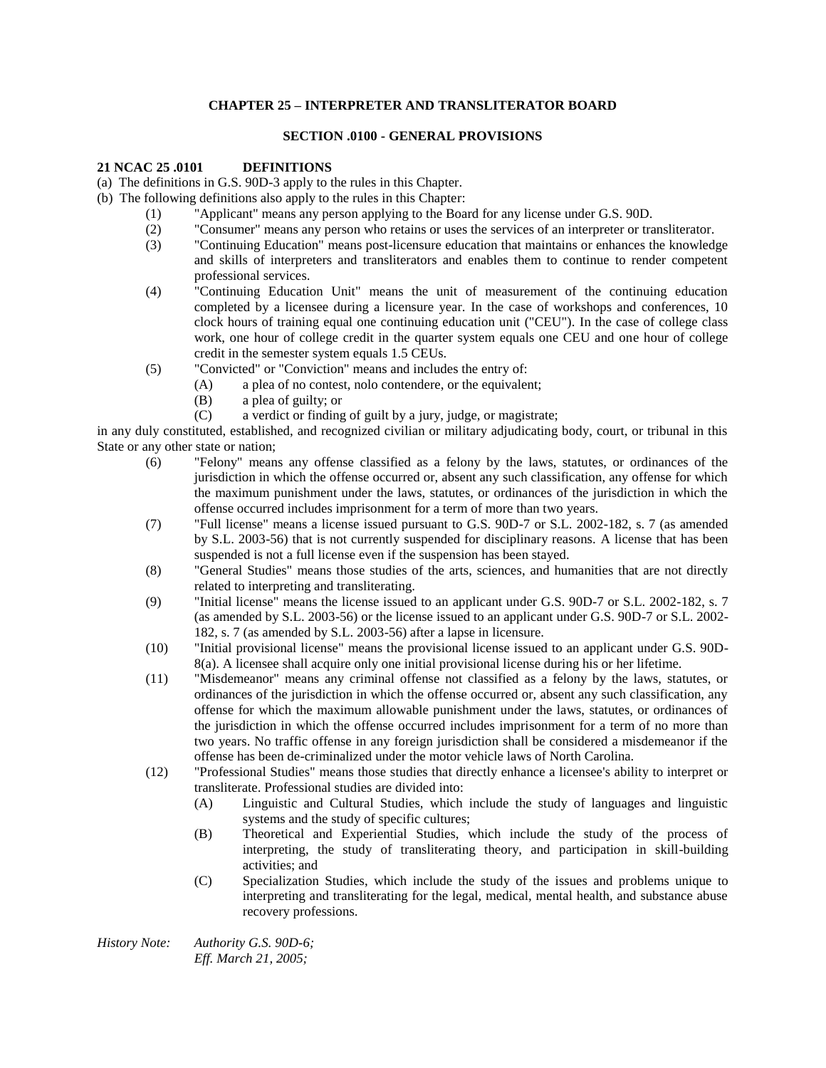## CHAPTER 25 – INTERPRETER AND TRANSLITERATOR BOARD

### SECTION .0100 - GENERAL PROVISIONS

**21 NCAC 25 .0101 DEFINITIONS**

(a) The definitions in G.S. 90D-3 apply to the rules in this Chapter.

(b) The following definitions also apply to the rules in this Chapter:

- (1) "Applicant" means any person applying to the Board for any license under G.S. 90D.
- (2) "Consumer" means any person who retains or uses the services of an interpreter or transliterator.
- (3) "Continuing Education" means post-licensure education that maintains or enhances the knowledge and skills of interpreters and transliterators and enables them to continue to render competent professional services.
- (4) "Continuing Education Unit" means the unit of measurement of the continuing education completed by a licensee during a licensure year. In the case of workshops and conferences, 10 clock hours of training equal one continuing education unit ("CEU"). In the case of college class work, one hour of college credit in the quarter system equals one CEU and one hour of college credit in the semester system equals 1.5 CEUs.
- (5) "Convicted" or "Conviction" means and includes the entry of:
  - (A) a plea of no contest, nolo contendere, or the equivalent;
  - (B) a plea of guilty; or
  - (C) a verdict or finding of guilt by a jury, judge, or magistrate;

in any duly constituted, established, and recognized civilian or military adjudicating body, court, or tribunal in this State or any other state or nation;

- (6) "Felony" means any offense classified as a felony by the laws, statutes, or ordinances of the jurisdiction in which the offense occurred or, absent any such classification, any offense for which the maximum punishment under the laws, statutes, or ordinances of the jurisdiction in which the offense occurred includes imprisonment for a term of more than two years.
- (7) "Full license" means a license issued pursuant to G.S. 90D-7 or S.L. 2002-182, s. 7 (as amended by S.L. 2003-56) that is not currently suspended for disciplinary reasons. A license that has been suspended is not a full license even if the suspension has been stayed.
- (8) "General Studies" means those studies of the arts, sciences, and humanities that are not directly related to interpreting and transliterating.
- (9) "Initial license" means the license issued to an applicant under G.S. 90D-7 or S.L. 2002-182, s. 7 (as amended by S.L. 2003-56) or the license issued to an applicant under G.S. 90D-7 or S.L. 2002-182, s. 7 (as amended by S.L. 2003-56) after a lapse in licensure.
- (10) "Initial provisional license" means the provisional license issued to an applicant under G.S. 90D-8(a). A licensee shall acquire only one initial provisional license during his or her lifetime.
- (11) "Misdemeanor" means any criminal offense not classified as a felony by the laws, statutes, or ordinances of the jurisdiction in which the offense occurred or, absent any such classification, any offense for which the maximum allowable punishment under the laws, statutes, or ordinances of the jurisdiction in which the offense occurred includes imprisonment for a term of no more than two years. No traffic offense in any foreign jurisdiction shall be considered a misdemeanor if the offense has been de-criminalized under the motor vehicle laws of North Carolina.
- (12) "Professional Studies" means those studies that directly enhance a licensee's ability to interpret or transliterate. Professional studies are divided into:
  - (A) Linguistic and Cultural Studies, which include the study of languages and linguistic systems and the study of specific cultures;
  - (B) Theoretical and Experiential Studies, which include the study of the process of interpreting, the study of transliterating theory, and participation in skill-building activities; and
  - (C) Specialization Studies, which include the study of the issues and problems unique to interpreting and transliterating for the legal, medical, mental health, and substance abuse recovery professions.

*History Note: Authority G.S. 90D-6;*
*Eff. March 21, 2005;*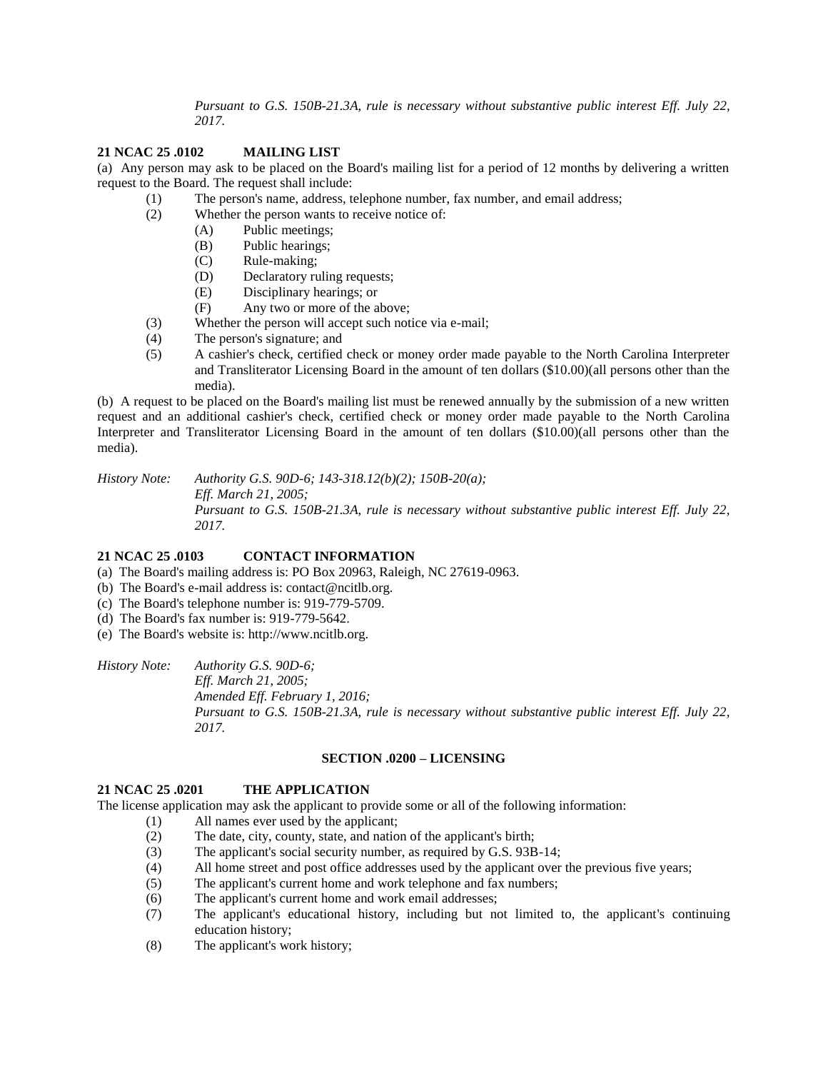*Pursuant to G.S. 150B-21.3A, rule is necessary without substantive public interest Eff. July 22, 2017.*

**21 NCAC 25 .0102 MAILING LIST**

(a) Any person may ask to be placed on the Board's mailing list for a period of 12 months by delivering a written request to the Board. The request shall include:

- (1) The person's name, address, telephone number, fax number, and email address;
- (2) Whether the person wants to receive notice of:
  - (A) Public meetings;
  - (B) Public hearings;
  - (C) Rule-making;
  - (D) Declaratory ruling requests;
  - (E) Disciplinary hearings; or
  - (F) Any two or more of the above;
- (3) Whether the person will accept such notice via e-mail;
- (4) The person's signature; and
- (5) A cashier's check, certified check or money order made payable to the North Carolina Interpreter and Transliterator Licensing Board in the amount of ten dollars ($10.00)(all persons other than the media).

(b) A request to be placed on the Board's mailing list must be renewed annually by the submission of a new written request and an additional cashier's check, certified check or money order made payable to the North Carolina Interpreter and Transliterator Licensing Board in the amount of ten dollars ($10.00)(all persons other than the media).

*History Note: Authority G.S. 90D-6; 143-318.12(b)(2); 150B-20(a);*
*Eff. March 21, 2005;*
*Pursuant to G.S. 150B-21.3A, rule is necessary without substantive public interest Eff. July 22, 2017.*

**21 NCAC 25 .0103 CONTACT INFORMATION**

(a) The Board's mailing address is: PO Box 20963, Raleigh, NC 27619-0963.
(b) The Board's e-mail address is: contact@ncitlb.org.
(c) The Board's telephone number is: 919-779-5709.
(d) The Board's fax number is: 919-779-5642.
(e) The Board's website is: http://www.ncitlb.org.

*History Note: Authority G.S. 90D-6;*
*Eff. March 21, 2005;*
*Amended Eff. February 1, 2016;*
*Pursuant to G.S. 150B-21.3A, rule is necessary without substantive public interest Eff. July 22, 2017.*

**SECTION .0200 – LICENSING**

**21 NCAC 25 .0201 THE APPLICATION**

The license application may ask the applicant to provide some or all of the following information:

- (1) All names ever used by the applicant;
- (2) The date, city, county, state, and nation of the applicant's birth;
- (3) The applicant's social security number, as required by G.S. 93B-14;
- (4) All home street and post office addresses used by the applicant over the previous five years;
- (5) The applicant's current home and work telephone and fax numbers;
- (6) The applicant's current home and work email addresses;
- (7) The applicant's educational history, including but not limited to, the applicant's continuing education history;
- (8) The applicant's work history;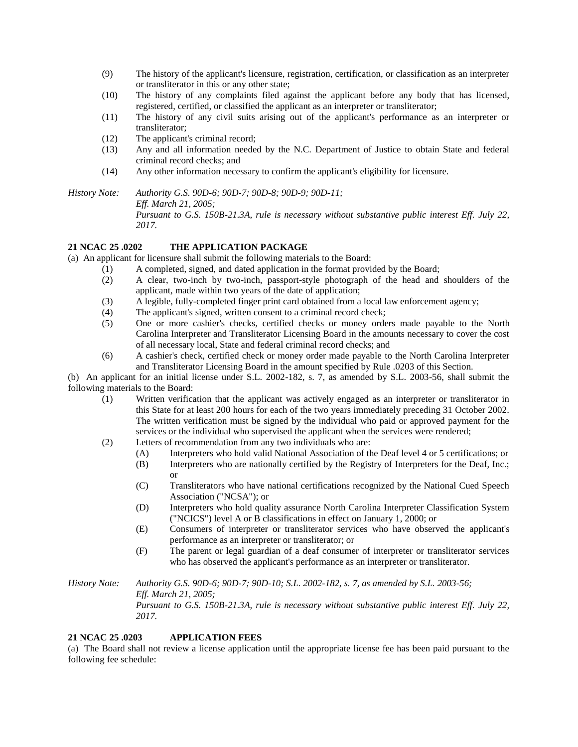(9) The history of the applicant's licensure, registration, certification, or classification as an interpreter or transliterator in this or any other state;

(10) The history of any complaints filed against the applicant before any body that has licensed, registered, certified, or classified the applicant as an interpreter or transliterator;

(11) The history of any civil suits arising out of the applicant's performance as an interpreter or transliterator;

(12) The applicant's criminal record;

(13) Any and all information needed by the N.C. Department of Justice to obtain State and federal criminal record checks; and

(14) Any other information necessary to confirm the applicant's eligibility for licensure.

*History Note: Authority G.S. 90D-6; 90D-7; 90D-8; 90D-9; 90D-11;*
*Eff. March 21, 2005;*
*Pursuant to G.S. 150B-21.3A, rule is necessary without substantive public interest Eff. July 22, 2017.*

**21 NCAC 25 .0202 THE APPLICATION PACKAGE**

(a) An applicant for licensure shall submit the following materials to the Board:

(1) A completed, signed, and dated application in the format provided by the Board;

(2) A clear, two-inch by two-inch, passport-style photograph of the head and shoulders of the applicant, made within two years of the date of application;

(3) A legible, fully-completed finger print card obtained from a local law enforcement agency;

(4) The applicant's signed, written consent to a criminal record check;

(5) One or more cashier's checks, certified checks or money orders made payable to the North Carolina Interpreter and Transliterator Licensing Board in the amounts necessary to cover the cost of all necessary local, State and federal criminal record checks; and

(6) A cashier's check, certified check or money order made payable to the North Carolina Interpreter and Transliterator Licensing Board in the amount specified by Rule .0203 of this Section.

(b) An applicant for an initial license under S.L. 2002-182, s. 7, as amended by S.L. 2003-56, shall submit the following materials to the Board:

(1) Written verification that the applicant was actively engaged as an interpreter or transliterator in this State for at least 200 hours for each of the two years immediately preceding 31 October 2002. The written verification must be signed by the individual who paid or approved payment for the services or the individual who supervised the applicant when the services were rendered;

(2) Letters of recommendation from any two individuals who are:

(A) Interpreters who hold valid National Association of the Deaf level 4 or 5 certifications; or

(B) Interpreters who are nationally certified by the Registry of Interpreters for the Deaf, Inc.; or

(C) Transliterators who have national certifications recognized by the National Cued Speech Association ("NCSA"); or

(D) Interpreters who hold quality assurance North Carolina Interpreter Classification System ("NCICS") level A or B classifications in effect on January 1, 2000; or

(E) Consumers of interpreter or transliterator services who have observed the applicant's performance as an interpreter or transliterator; or

(F) The parent or legal guardian of a deaf consumer of interpreter or transliterator services who has observed the applicant's performance as an interpreter or transliterator.

*History Note: Authority G.S. 90D-6; 90D-7; 90D-10; S.L. 2002-182, s. 7, as amended by S.L. 2003-56;*
*Eff. March 21, 2005;*
*Pursuant to G.S. 150B-21.3A, rule is necessary without substantive public interest Eff. July 22, 2017.*

**21 NCAC 25 .0203 APPLICATION FEES**

(a) The Board shall not review a license application until the appropriate license fee has been paid pursuant to the following fee schedule: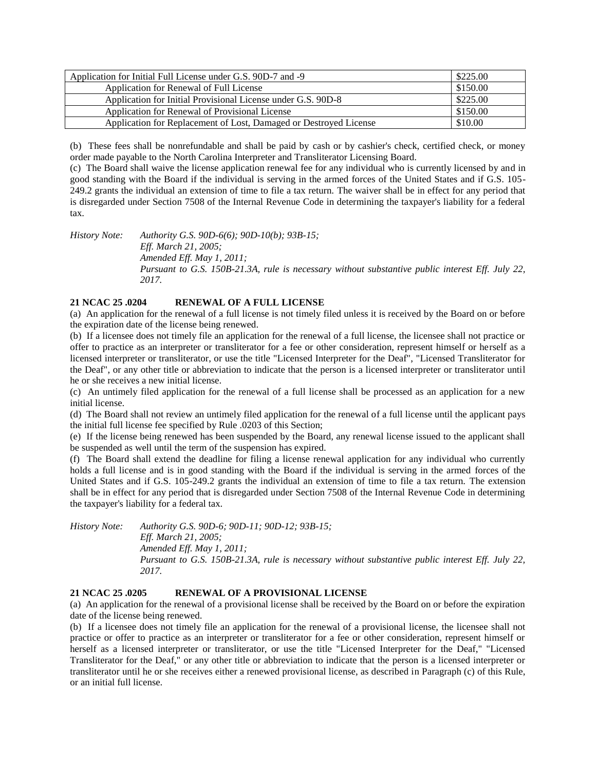| | |
|---|---|
| Application for Initial Full License under G.S. 90D-7 and -9 | $225.00 |
| Application for Renewal of Full License | $150.00 |
| Application for Initial Provisional License under G.S. 90D-8 | $225.00 |
| Application for Renewal of Provisional License | $150.00 |
| Application for Replacement of Lost, Damaged or Destroyed License | $10.00 |

(b) These fees shall be nonrefundable and shall be paid by cash or by cashier's check, certified check, or money order made payable to the North Carolina Interpreter and Transliterator Licensing Board.

(c) The Board shall waive the license application renewal fee for any individual who is currently licensed by and in good standing with the Board if the individual is serving in the armed forces of the United States and if G.S. 105-249.2 grants the individual an extension of time to file a tax return. The waiver shall be in effect for any period that is disregarded under Section 7508 of the Internal Revenue Code in determining the taxpayer's liability for a federal tax.

*History Note: Authority G.S. 90D-6(6); 90D-10(b); 93B-15;*
*Eff. March 21, 2005;*
*Amended Eff. May 1, 2011;*
*Pursuant to G.S. 150B-21.3A, rule is necessary without substantive public interest Eff. July 22, 2017.*

### 21 NCAC 25 .0204 RENEWAL OF A FULL LICENSE

(a) An application for the renewal of a full license is not timely filed unless it is received by the Board on or before the expiration date of the license being renewed.

(b) If a licensee does not timely file an application for the renewal of a full license, the licensee shall not practice or offer to practice as an interpreter or transliterator for a fee or other consideration, represent himself or herself as a licensed interpreter or transliterator, or use the title "Licensed Interpreter for the Deaf", "Licensed Transliterator for the Deaf", or any other title or abbreviation to indicate that the person is a licensed interpreter or transliterator until he or she receives a new initial license.

(c) An untimely filed application for the renewal of a full license shall be processed as an application for a new initial license.

(d) The Board shall not review an untimely filed application for the renewal of a full license until the applicant pays the initial full license fee specified by Rule .0203 of this Section;

(e) If the license being renewed has been suspended by the Board, any renewal license issued to the applicant shall be suspended as well until the term of the suspension has expired.

(f) The Board shall extend the deadline for filing a license renewal application for any individual who currently holds a full license and is in good standing with the Board if the individual is serving in the armed forces of the United States and if G.S. 105-249.2 grants the individual an extension of time to file a tax return. The extension shall be in effect for any period that is disregarded under Section 7508 of the Internal Revenue Code in determining the taxpayer's liability for a federal tax.

*History Note: Authority G.S. 90D-6; 90D-11; 90D-12; 93B-15;*
*Eff. March 21, 2005;*
*Amended Eff. May 1, 2011;*
*Pursuant to G.S. 150B-21.3A, rule is necessary without substantive public interest Eff. July 22, 2017.*

### 21 NCAC 25 .0205 RENEWAL OF A PROVISIONAL LICENSE

(a) An application for the renewal of a provisional license shall be received by the Board on or before the expiration date of the license being renewed.

(b) If a licensee does not timely file an application for the renewal of a provisional license, the licensee shall not practice or offer to practice as an interpreter or transliterator for a fee or other consideration, represent himself or herself as a licensed interpreter or transliterator, or use the title "Licensed Interpreter for the Deaf," "Licensed Transliterator for the Deaf," or any other title or abbreviation to indicate that the person is a licensed interpreter or transliterator until he or she receives either a renewed provisional license, as described in Paragraph (c) of this Rule, or an initial full license.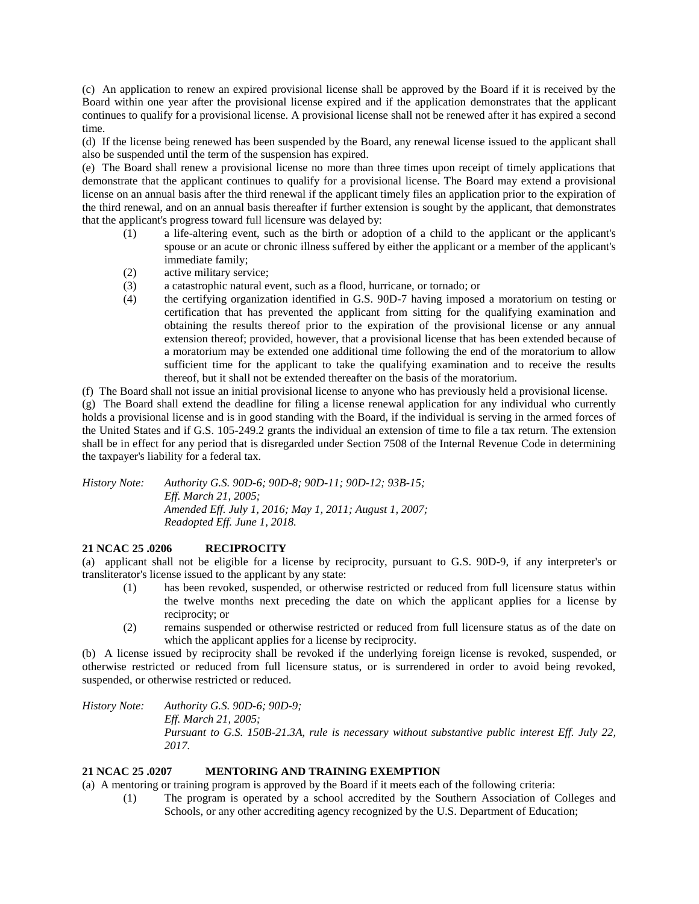(c) An application to renew an expired provisional license shall be approved by the Board if it is received by the Board within one year after the provisional license expired and if the application demonstrates that the applicant continues to qualify for a provisional license. A provisional license shall not be renewed after it has expired a second time.

(d) If the license being renewed has been suspended by the Board, any renewal license issued to the applicant shall also be suspended until the term of the suspension has expired.

(e) The Board shall renew a provisional license no more than three times upon receipt of timely applications that demonstrate that the applicant continues to qualify for a provisional license. The Board may extend a provisional license on an annual basis after the third renewal if the applicant timely files an application prior to the expiration of the third renewal, and on an annual basis thereafter if further extension is sought by the applicant, that demonstrates that the applicant's progress toward full licensure was delayed by:

(1) a life-altering event, such as the birth or adoption of a child to the applicant or the applicant's spouse or an acute or chronic illness suffered by either the applicant or a member of the applicant's immediate family;

(2) active military service;

(3) a catastrophic natural event, such as a flood, hurricane, or tornado; or

(4) the certifying organization identified in G.S. 90D-7 having imposed a moratorium on testing or certification that has prevented the applicant from sitting for the qualifying examination and obtaining the results thereof prior to the expiration of the provisional license or any annual extension thereof; provided, however, that a provisional license that has been extended because of a moratorium may be extended one additional time following the end of the moratorium to allow sufficient time for the applicant to take the qualifying examination and to receive the results thereof, but it shall not be extended thereafter on the basis of the moratorium.

(f) The Board shall not issue an initial provisional license to anyone who has previously held a provisional license.

(g) The Board shall extend the deadline for filing a license renewal application for any individual who currently holds a provisional license and is in good standing with the Board, if the individual is serving in the armed forces of the United States and if G.S. 105-249.2 grants the individual an extension of time to file a tax return. The extension shall be in effect for any period that is disregarded under Section 7508 of the Internal Revenue Code in determining the taxpayer's liability for a federal tax.

*History Note: Authority G.S. 90D-6; 90D-8; 90D-11; 90D-12; 93B-15;*
*Eff. March 21, 2005;*
*Amended Eff. July 1, 2016; May 1, 2011; August 1, 2007;*
*Readopted Eff. June 1, 2018.*

**21 NCAC 25 .0206 RECIPROCITY**

(a) applicant shall not be eligible for a license by reciprocity, pursuant to G.S. 90D-9, if any interpreter's or transliterator's license issued to the applicant by any state:

(1) has been revoked, suspended, or otherwise restricted or reduced from full licensure status within the twelve months next preceding the date on which the applicant applies for a license by reciprocity; or

(2) remains suspended or otherwise restricted or reduced from full licensure status as of the date on which the applicant applies for a license by reciprocity.

(b) A license issued by reciprocity shall be revoked if the underlying foreign license is revoked, suspended, or otherwise restricted or reduced from full licensure status, or is surrendered in order to avoid being revoked, suspended, or otherwise restricted or reduced.

*History Note: Authority G.S. 90D-6; 90D-9;*
*Eff. March 21, 2005;*
*Pursuant to G.S. 150B-21.3A, rule is necessary without substantive public interest Eff. July 22, 2017.*

**21 NCAC 25 .0207 MENTORING AND TRAINING EXEMPTION**

(a) A mentoring or training program is approved by the Board if it meets each of the following criteria:

(1) The program is operated by a school accredited by the Southern Association of Colleges and Schools, or any other accrediting agency recognized by the U.S. Department of Education;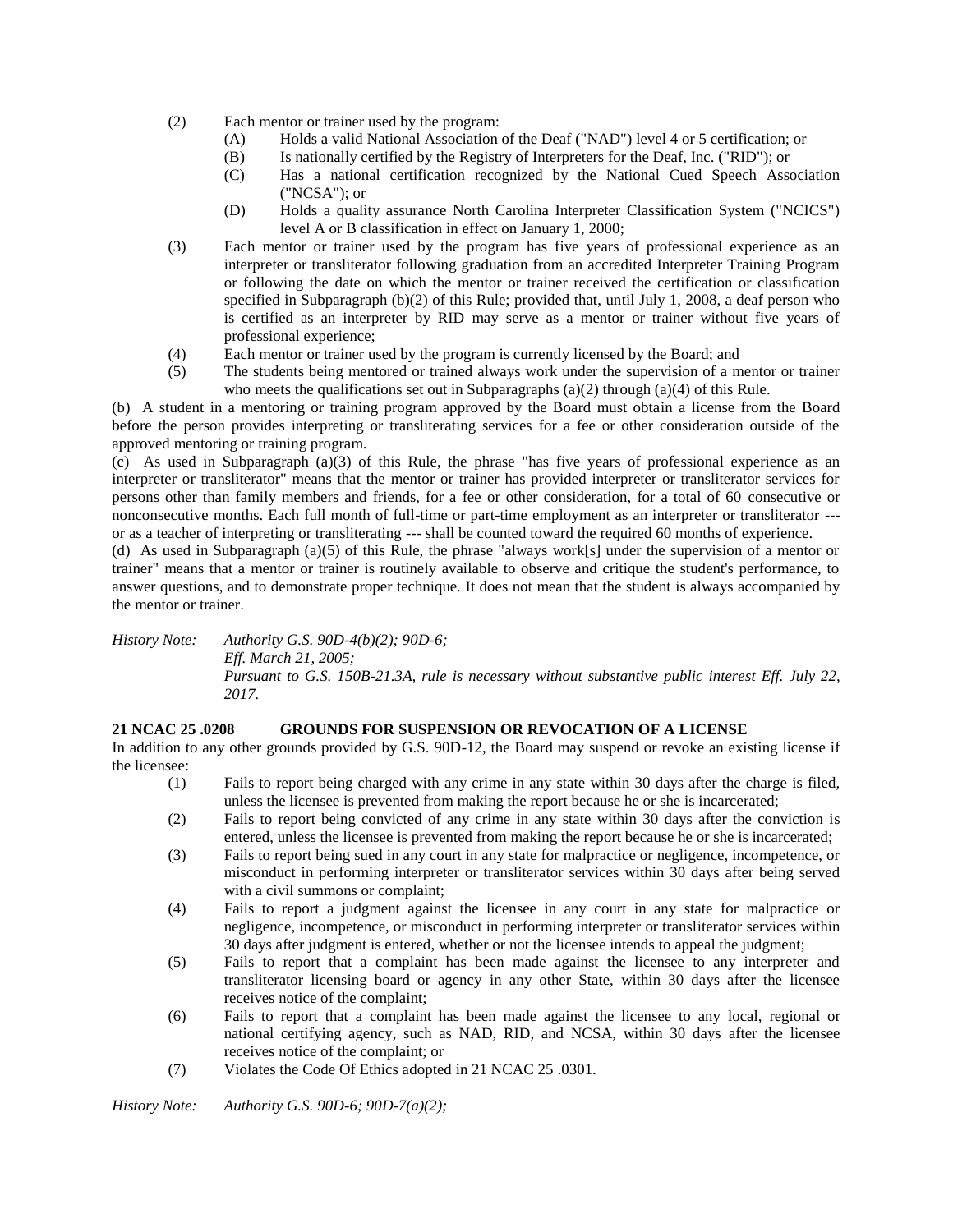(2) Each mentor or trainer used by the program:

  (A) Holds a valid National Association of the Deaf ("NAD") level 4 or 5 certification; or

  (B) Is nationally certified by the Registry of Interpreters for the Deaf, Inc. ("RID"); or

  (C) Has a national certification recognized by the National Cued Speech Association ("NCSA"); or

  (D) Holds a quality assurance North Carolina Interpreter Classification System ("NCICS") level A or B classification in effect on January 1, 2000;

(3) Each mentor or trainer used by the program has five years of professional experience as an interpreter or transliterator following graduation from an accredited Interpreter Training Program or following the date on which the mentor or trainer received the certification or classification specified in Subparagraph (b)(2) of this Rule; provided that, until July 1, 2008, a deaf person who is certified as an interpreter by RID may serve as a mentor or trainer without five years of professional experience;

(4) Each mentor or trainer used by the program is currently licensed by the Board; and

(5) The students being mentored or trained always work under the supervision of a mentor or trainer who meets the qualifications set out in Subparagraphs (a)(2) through (a)(4) of this Rule.

(b) A student in a mentoring or training program approved by the Board must obtain a license from the Board before the person provides interpreting or transliterating services for a fee or other consideration outside of the approved mentoring or training program.

(c) As used in Subparagraph (a)(3) of this Rule, the phrase "has five years of professional experience as an interpreter or transliterator" means that the mentor or trainer has provided interpreter or transliterator services for persons other than family members and friends, for a fee or other consideration, for a total of 60 consecutive or nonconsecutive months. Each full month of full-time or part-time employment as an interpreter or transliterator --- or as a teacher of interpreting or transliterating --- shall be counted toward the required 60 months of experience.

(d) As used in Subparagraph (a)(5) of this Rule, the phrase "always work[s] under the supervision of a mentor or trainer" means that a mentor or trainer is routinely available to observe and critique the student's performance, to answer questions, and to demonstrate proper technique. It does not mean that the student is always accompanied by the mentor or trainer.

*History Note: Authority G.S. 90D-4(b)(2); 90D-6;*
*Eff. March 21, 2005;*
*Pursuant to G.S. 150B-21.3A, rule is necessary without substantive public interest Eff. July 22, 2017.*

**21 NCAC 25 .0208 GROUNDS FOR SUSPENSION OR REVOCATION OF A LICENSE**

In addition to any other grounds provided by G.S. 90D-12, the Board may suspend or revoke an existing license if the licensee:

(1) Fails to report being charged with any crime in any state within 30 days after the charge is filed, unless the licensee is prevented from making the report because he or she is incarcerated;

(2) Fails to report being convicted of any crime in any state within 30 days after the conviction is entered, unless the licensee is prevented from making the report because he or she is incarcerated;

(3) Fails to report being sued in any court in any state for malpractice or negligence, incompetence, or misconduct in performing interpreter or transliterator services within 30 days after being served with a civil summons or complaint;

(4) Fails to report a judgment against the licensee in any court in any state for malpractice or negligence, incompetence, or misconduct in performing interpreter or transliterator services within 30 days after judgment is entered, whether or not the licensee intends to appeal the judgment;

(5) Fails to report that a complaint has been made against the licensee to any interpreter and transliterator licensing board or agency in any other State, within 30 days after the licensee receives notice of the complaint;

(6) Fails to report that a complaint has been made against the licensee to any local, regional or national certifying agency, such as NAD, RID, and NCSA, within 30 days after the licensee receives notice of the complaint; or

(7) Violates the Code Of Ethics adopted in 21 NCAC 25 .0301.

*History Note: Authority G.S. 90D-6; 90D-7(a)(2);*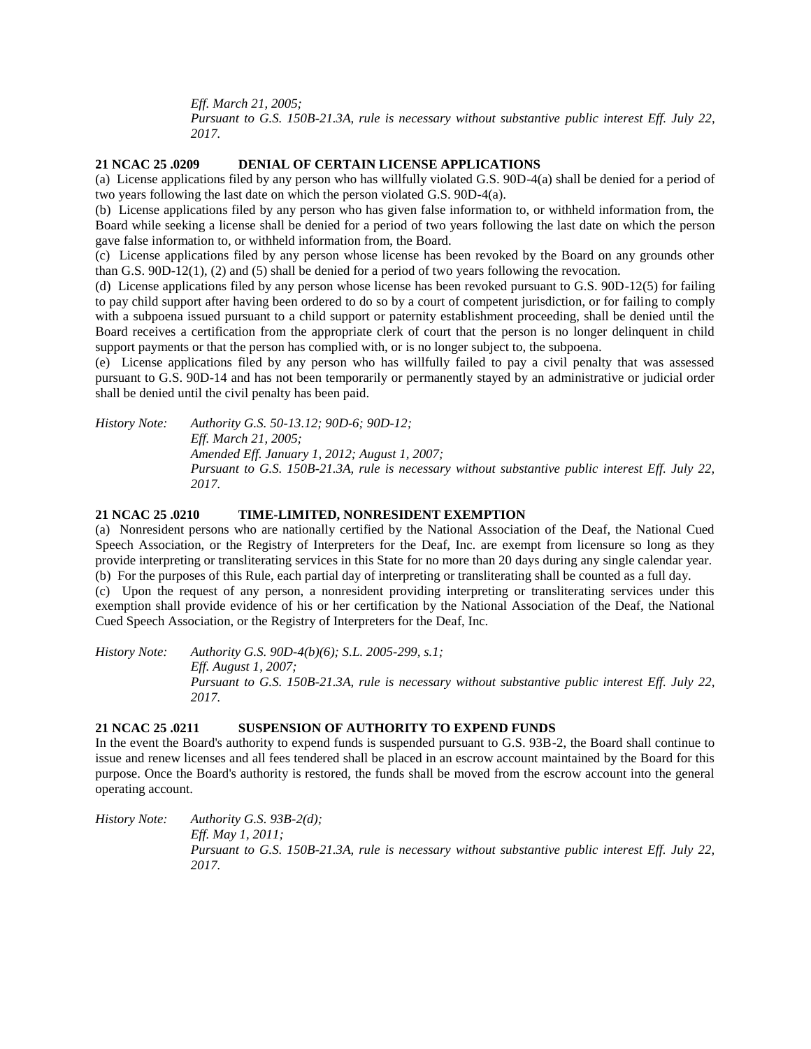*Eff. March 21, 2005;*
*Pursuant to G.S. 150B-21.3A, rule is necessary without substantive public interest Eff. July 22, 2017.*

**21 NCAC 25 .0209 DENIAL OF CERTAIN LICENSE APPLICATIONS**

(a) License applications filed by any person who has willfully violated G.S. 90D-4(a) shall be denied for a period of two years following the last date on which the person violated G.S. 90D-4(a).

(b) License applications filed by any person who has given false information to, or withheld information from, the Board while seeking a license shall be denied for a period of two years following the last date on which the person gave false information to, or withheld information from, the Board.

(c) License applications filed by any person whose license has been revoked by the Board on any grounds other than G.S. 90D-12(1), (2) and (5) shall be denied for a period of two years following the revocation.

(d) License applications filed by any person whose license has been revoked pursuant to G.S. 90D-12(5) for failing to pay child support after having been ordered to do so by a court of competent jurisdiction, or for failing to comply with a subpoena issued pursuant to a child support or paternity establishment proceeding, shall be denied until the Board receives a certification from the appropriate clerk of court that the person is no longer delinquent in child support payments or that the person has complied with, or is no longer subject to, the subpoena.

(e) License applications filed by any person who has willfully failed to pay a civil penalty that was assessed pursuant to G.S. 90D-14 and has not been temporarily or permanently stayed by an administrative or judicial order shall be denied until the civil penalty has been paid.

*History Note: Authority G.S. 50-13.12; 90D-6; 90D-12;*
*Eff. March 21, 2005;*
*Amended Eff. January 1, 2012; August 1, 2007;*
*Pursuant to G.S. 150B-21.3A, rule is necessary without substantive public interest Eff. July 22, 2017.*

**21 NCAC 25 .0210 TIME-LIMITED, NONRESIDENT EXEMPTION**

(a) Nonresident persons who are nationally certified by the National Association of the Deaf, the National Cued Speech Association, or the Registry of Interpreters for the Deaf, Inc. are exempt from licensure so long as they provide interpreting or transliterating services in this State for no more than 20 days during any single calendar year.

(b) For the purposes of this Rule, each partial day of interpreting or transliterating shall be counted as a full day.

(c) Upon the request of any person, a nonresident providing interpreting or transliterating services under this exemption shall provide evidence of his or her certification by the National Association of the Deaf, the National Cued Speech Association, or the Registry of Interpreters for the Deaf, Inc.

*History Note: Authority G.S. 90D-4(b)(6); S.L. 2005-299, s.1;*
*Eff. August 1, 2007;*
*Pursuant to G.S. 150B-21.3A, rule is necessary without substantive public interest Eff. July 22, 2017.*

**21 NCAC 25 .0211 SUSPENSION OF AUTHORITY TO EXPEND FUNDS**

In the event the Board's authority to expend funds is suspended pursuant to G.S. 93B-2, the Board shall continue to issue and renew licenses and all fees tendered shall be placed in an escrow account maintained by the Board for this purpose. Once the Board's authority is restored, the funds shall be moved from the escrow account into the general operating account.

*History Note: Authority G.S. 93B-2(d);*
*Eff. May 1, 2011;*
*Pursuant to G.S. 150B-21.3A, rule is necessary without substantive public interest Eff. July 22, 2017.*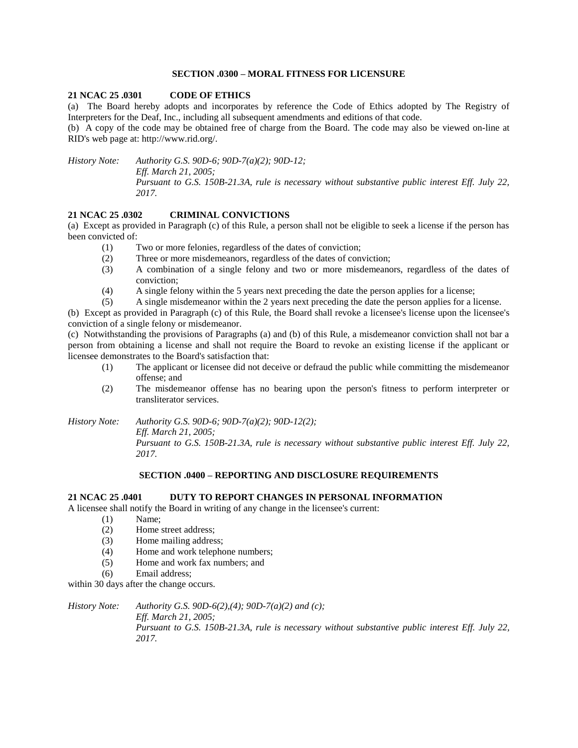## SECTION .0300 – MORAL FITNESS FOR LICENSURE

### 21 NCAC 25 .0301 CODE OF ETHICS

(a) The Board hereby adopts and incorporates by reference the Code of Ethics adopted by The Registry of Interpreters for the Deaf, Inc., including all subsequent amendments and editions of that code.

(b) A copy of the code may be obtained free of charge from the Board. The code may also be viewed on-line at RID's web page at: http://www.rid.org/.

*History Note: Authority G.S. 90D-6; 90D-7(a)(2); 90D-12;*
*Eff. March 21, 2005;*
*Pursuant to G.S. 150B-21.3A, rule is necessary without substantive public interest Eff. July 22, 2017.*

### 21 NCAC 25 .0302 CRIMINAL CONVICTIONS

(a) Except as provided in Paragraph (c) of this Rule, a person shall not be eligible to seek a license if the person has been convicted of:

(1) Two or more felonies, regardless of the dates of conviction;
(2) Three or more misdemeanors, regardless of the dates of conviction;
(3) A combination of a single felony and two or more misdemeanors, regardless of the dates of conviction;
(4) A single felony within the 5 years next preceding the date the person applies for a license;
(5) A single misdemeanor within the 2 years next preceding the date the person applies for a license.

(b) Except as provided in Paragraph (c) of this Rule, the Board shall revoke a licensee's license upon the licensee's conviction of a single felony or misdemeanor.

(c) Notwithstanding the provisions of Paragraphs (a) and (b) of this Rule, a misdemeanor conviction shall not bar a person from obtaining a license and shall not require the Board to revoke an existing license if the applicant or licensee demonstrates to the Board's satisfaction that:

(1) The applicant or licensee did not deceive or defraud the public while committing the misdemeanor offense; and
(2) The misdemeanor offense has no bearing upon the person's fitness to perform interpreter or transliterator services.

*History Note: Authority G.S. 90D-6; 90D-7(a)(2); 90D-12(2);*
*Eff. March 21, 2005;*
*Pursuant to G.S. 150B-21.3A, rule is necessary without substantive public interest Eff. July 22, 2017.*

## SECTION .0400 – REPORTING AND DISCLOSURE REQUIREMENTS

### 21 NCAC 25 .0401 DUTY TO REPORT CHANGES IN PERSONAL INFORMATION

A licensee shall notify the Board in writing of any change in the licensee's current:

(1) Name;
(2) Home street address;
(3) Home mailing address;
(4) Home and work telephone numbers;
(5) Home and work fax numbers; and
(6) Email address;

within 30 days after the change occurs.

*History Note: Authority G.S. 90D-6(2),(4); 90D-7(a)(2) and (c);*
*Eff. March 21, 2005;*
*Pursuant to G.S. 150B-21.3A, rule is necessary without substantive public interest Eff. July 22, 2017.*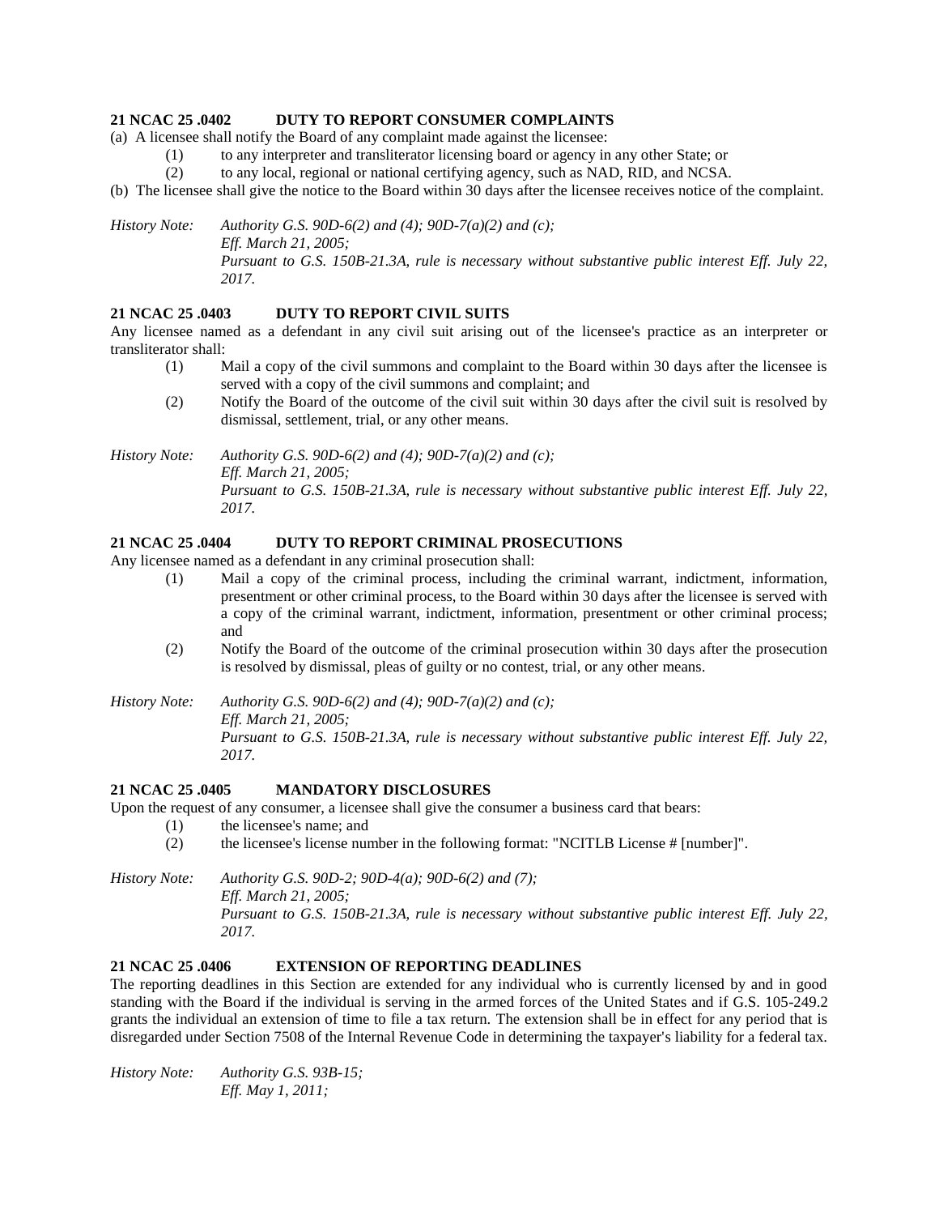### 21 NCAC 25 .0402 DUTY TO REPORT CONSUMER COMPLAINTS

(a) A licensee shall notify the Board of any complaint made against the licensee:

(1) to any interpreter and transliterator licensing board or agency in any other State; or

(2) to any local, regional or national certifying agency, such as NAD, RID, and NCSA.

(b) The licensee shall give the notice to the Board within 30 days after the licensee receives notice of the complaint.

*History Note: Authority G.S. 90D-6(2) and (4); 90D-7(a)(2) and (c);*
*Eff. March 21, 2005;*
*Pursuant to G.S. 150B-21.3A, rule is necessary without substantive public interest Eff. July 22, 2017.*

### 21 NCAC 25 .0403 DUTY TO REPORT CIVIL SUITS

Any licensee named as a defendant in any civil suit arising out of the licensee's practice as an interpreter or transliterator shall:

(1) Mail a copy of the civil summons and complaint to the Board within 30 days after the licensee is served with a copy of the civil summons and complaint; and

(2) Notify the Board of the outcome of the civil suit within 30 days after the civil suit is resolved by dismissal, settlement, trial, or any other means.

*History Note: Authority G.S. 90D-6(2) and (4); 90D-7(a)(2) and (c);*
*Eff. March 21, 2005;*
*Pursuant to G.S. 150B-21.3A, rule is necessary without substantive public interest Eff. July 22, 2017.*

### 21 NCAC 25 .0404 DUTY TO REPORT CRIMINAL PROSECUTIONS

Any licensee named as a defendant in any criminal prosecution shall:

(1) Mail a copy of the criminal process, including the criminal warrant, indictment, information, presentment or other criminal process, to the Board within 30 days after the licensee is served with a copy of the criminal warrant, indictment, information, presentment or other criminal process; and

(2) Notify the Board of the outcome of the criminal prosecution within 30 days after the prosecution is resolved by dismissal, pleas of guilty or no contest, trial, or any other means.

*History Note: Authority G.S. 90D-6(2) and (4); 90D-7(a)(2) and (c);*
*Eff. March 21, 2005;*
*Pursuant to G.S. 150B-21.3A, rule is necessary without substantive public interest Eff. July 22, 2017.*

### 21 NCAC 25 .0405 MANDATORY DISCLOSURES

Upon the request of any consumer, a licensee shall give the consumer a business card that bears:

(1) the licensee's name; and

(2) the licensee's license number in the following format: "NCITLB License # [number]".

*History Note: Authority G.S. 90D-2; 90D-4(a); 90D-6(2) and (7);*
*Eff. March 21, 2005;*
*Pursuant to G.S. 150B-21.3A, rule is necessary without substantive public interest Eff. July 22, 2017.*

### 21 NCAC 25 .0406 EXTENSION OF REPORTING DEADLINES

The reporting deadlines in this Section are extended for any individual who is currently licensed by and in good standing with the Board if the individual is serving in the armed forces of the United States and if G.S. 105-249.2 grants the individual an extension of time to file a tax return. The extension shall be in effect for any period that is disregarded under Section 7508 of the Internal Revenue Code in determining the taxpayer's liability for a federal tax.

*History Note: Authority G.S. 93B-15;*
*Eff. May 1, 2011;*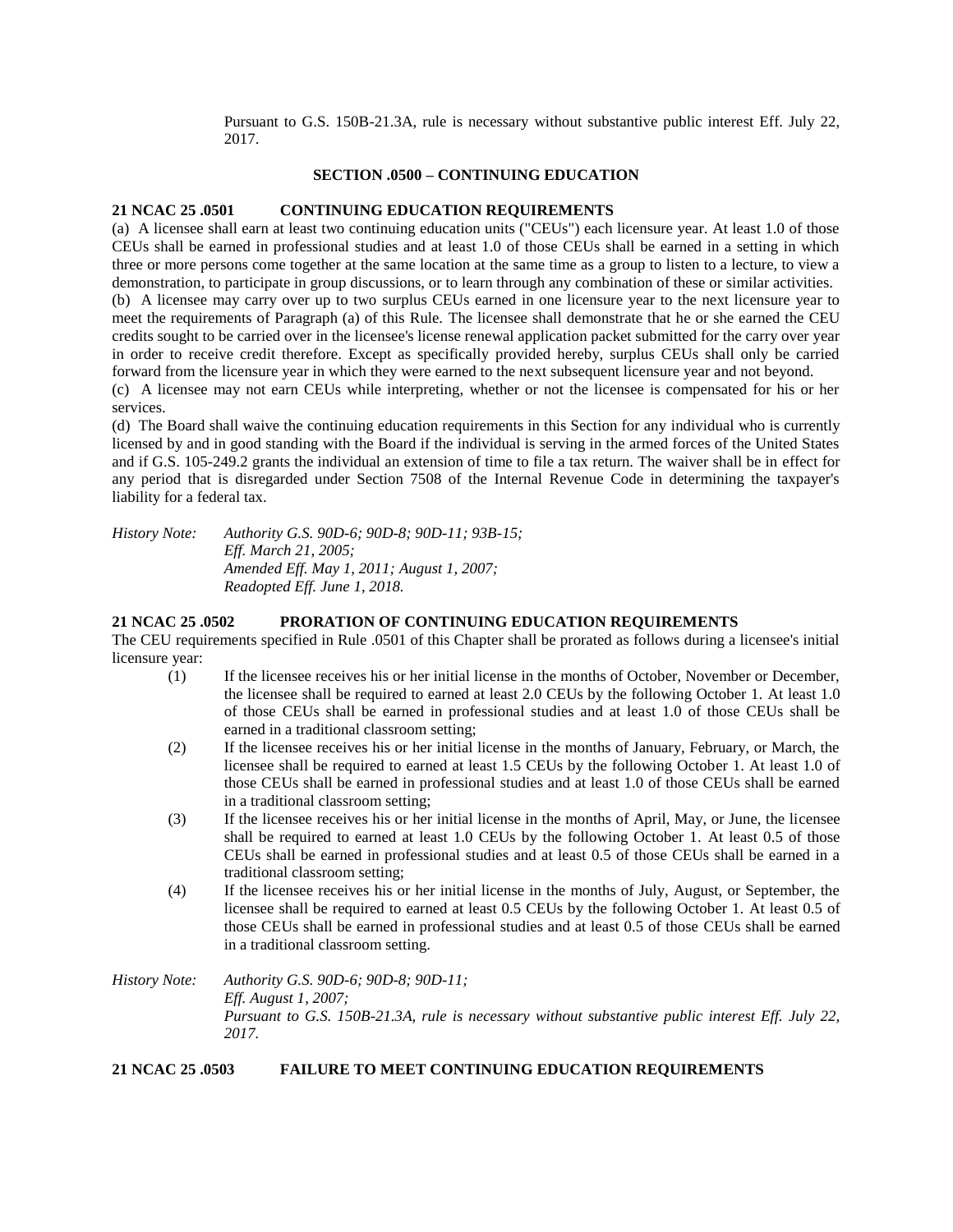Pursuant to G.S. 150B-21.3A, rule is necessary without substantive public interest Eff. July 22, 2017.

### SECTION .0500 – CONTINUING EDUCATION

**21 NCAC 25 .0501 CONTINUING EDUCATION REQUIREMENTS**

(a) A licensee shall earn at least two continuing education units ("CEUs") each licensure year. At least 1.0 of those CEUs shall be earned in professional studies and at least 1.0 of those CEUs shall be earned in a setting in which three or more persons come together at the same location at the same time as a group to listen to a lecture, to view a demonstration, to participate in group discussions, or to learn through any combination of these or similar activities.

(b) A licensee may carry over up to two surplus CEUs earned in one licensure year to the next licensure year to meet the requirements of Paragraph (a) of this Rule. The licensee shall demonstrate that he or she earned the CEU credits sought to be carried over in the licensee's license renewal application packet submitted for the carry over year in order to receive credit therefore. Except as specifically provided hereby, surplus CEUs shall only be carried forward from the licensure year in which they were earned to the next subsequent licensure year and not beyond.

(c) A licensee may not earn CEUs while interpreting, whether or not the licensee is compensated for his or her services.

(d) The Board shall waive the continuing education requirements in this Section for any individual who is currently licensed by and in good standing with the Board if the individual is serving in the armed forces of the United States and if G.S. 105-249.2 grants the individual an extension of time to file a tax return. The waiver shall be in effect for any period that is disregarded under Section 7508 of the Internal Revenue Code in determining the taxpayer's liability for a federal tax.

*History Note: Authority G.S. 90D-6; 90D-8; 90D-11; 93B-15;*
*Eff. March 21, 2005;*
*Amended Eff. May 1, 2011; August 1, 2007;*
*Readopted Eff. June 1, 2018.*

**21 NCAC 25 .0502 PRORATION OF CONTINUING EDUCATION REQUIREMENTS**

The CEU requirements specified in Rule .0501 of this Chapter shall be prorated as follows during a licensee's initial licensure year:

(1) If the licensee receives his or her initial license in the months of October, November or December, the licensee shall be required to earned at least 2.0 CEUs by the following October 1. At least 1.0 of those CEUs shall be earned in professional studies and at least 1.0 of those CEUs shall be earned in a traditional classroom setting;

(2) If the licensee receives his or her initial license in the months of January, February, or March, the licensee shall be required to earned at least 1.5 CEUs by the following October 1. At least 1.0 of those CEUs shall be earned in professional studies and at least 1.0 of those CEUs shall be earned in a traditional classroom setting;

(3) If the licensee receives his or her initial license in the months of April, May, or June, the licensee shall be required to earned at least 1.0 CEUs by the following October 1. At least 0.5 of those CEUs shall be earned in professional studies and at least 0.5 of those CEUs shall be earned in a traditional classroom setting;

(4) If the licensee receives his or her initial license in the months of July, August, or September, the licensee shall be required to earned at least 0.5 CEUs by the following October 1. At least 0.5 of those CEUs shall be earned in professional studies and at least 0.5 of those CEUs shall be earned in a traditional classroom setting.

*History Note: Authority G.S. 90D-6; 90D-8; 90D-11;*
*Eff. August 1, 2007;*
*Pursuant to G.S. 150B-21.3A, rule is necessary without substantive public interest Eff. July 22, 2017.*

**21 NCAC 25 .0503 FAILURE TO MEET CONTINUING EDUCATION REQUIREMENTS**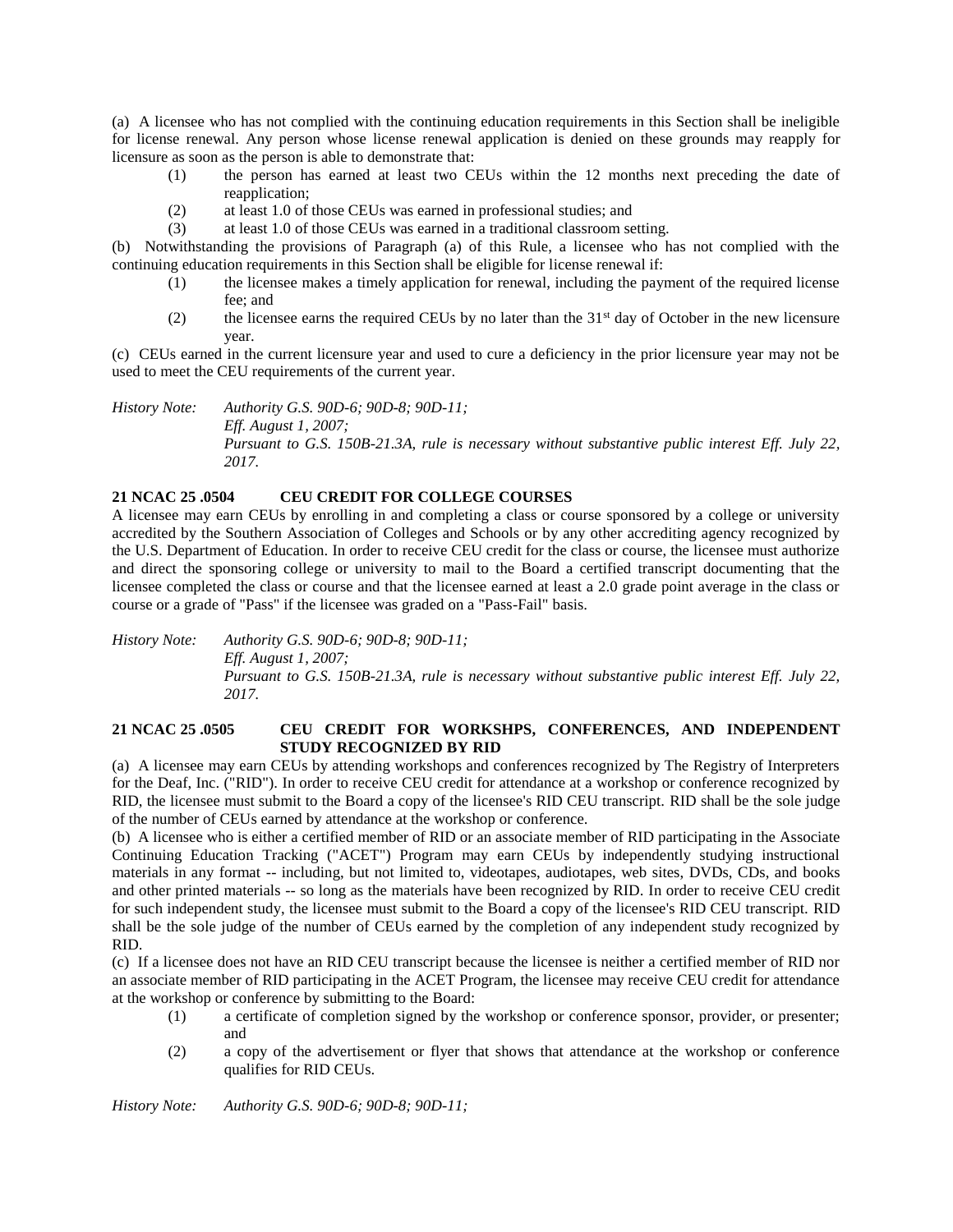(a) A licensee who has not complied with the continuing education requirements in this Section shall be ineligible for license renewal. Any person whose license renewal application is denied on these grounds may reapply for licensure as soon as the person is able to demonstrate that:

(1) the person has earned at least two CEUs within the 12 months next preceding the date of reapplication;

(2) at least 1.0 of those CEUs was earned in professional studies; and

(3) at least 1.0 of those CEUs was earned in a traditional classroom setting.

(b) Notwithstanding the provisions of Paragraph (a) of this Rule, a licensee who has not complied with the continuing education requirements in this Section shall be eligible for license renewal if:

(1) the licensee makes a timely application for renewal, including the payment of the required license fee; and

(2) the licensee earns the required CEUs by no later than the 31st day of October in the new licensure year.

(c) CEUs earned in the current licensure year and used to cure a deficiency in the prior licensure year may not be used to meet the CEU requirements of the current year.

*History Note: Authority G.S. 90D-6; 90D-8; 90D-11;*
*Eff. August 1, 2007;*
*Pursuant to G.S. 150B-21.3A, rule is necessary without substantive public interest Eff. July 22, 2017.*

### 21 NCAC 25 .0504 CEU CREDIT FOR COLLEGE COURSES

A licensee may earn CEUs by enrolling in and completing a class or course sponsored by a college or university accredited by the Southern Association of Colleges and Schools or by any other accrediting agency recognized by the U.S. Department of Education. In order to receive CEU credit for the class or course, the licensee must authorize and direct the sponsoring college or university to mail to the Board a certified transcript documenting that the licensee completed the class or course and that the licensee earned at least a 2.0 grade point average in the class or course or a grade of "Pass" if the licensee was graded on a "Pass-Fail" basis.

*History Note: Authority G.S. 90D-6; 90D-8; 90D-11;*
*Eff. August 1, 2007;*
*Pursuant to G.S. 150B-21.3A, rule is necessary without substantive public interest Eff. July 22, 2017.*

### 21 NCAC 25 .0505 CEU CREDIT FOR WORKSHPS, CONFERENCES, AND INDEPENDENT STUDY RECOGNIZED BY RID

(a) A licensee may earn CEUs by attending workshops and conferences recognized by The Registry of Interpreters for the Deaf, Inc. ("RID"). In order to receive CEU credit for attendance at a workshop or conference recognized by RID, the licensee must submit to the Board a copy of the licensee's RID CEU transcript. RID shall be the sole judge of the number of CEUs earned by attendance at the workshop or conference.

(b) A licensee who is either a certified member of RID or an associate member of RID participating in the Associate Continuing Education Tracking ("ACET") Program may earn CEUs by independently studying instructional materials in any format -- including, but not limited to, videotapes, audiotapes, web sites, DVDs, CDs, and books and other printed materials -- so long as the materials have been recognized by RID. In order to receive CEU credit for such independent study, the licensee must submit to the Board a copy of the licensee's RID CEU transcript. RID shall be the sole judge of the number of CEUs earned by the completion of any independent study recognized by RID.

(c) If a licensee does not have an RID CEU transcript because the licensee is neither a certified member of RID nor an associate member of RID participating in the ACET Program, the licensee may receive CEU credit for attendance at the workshop or conference by submitting to the Board:

(1) a certificate of completion signed by the workshop or conference sponsor, provider, or presenter; and

(2) a copy of the advertisement or flyer that shows that attendance at the workshop or conference qualifies for RID CEUs.

*History Note: Authority G.S. 90D-6; 90D-8; 90D-11;*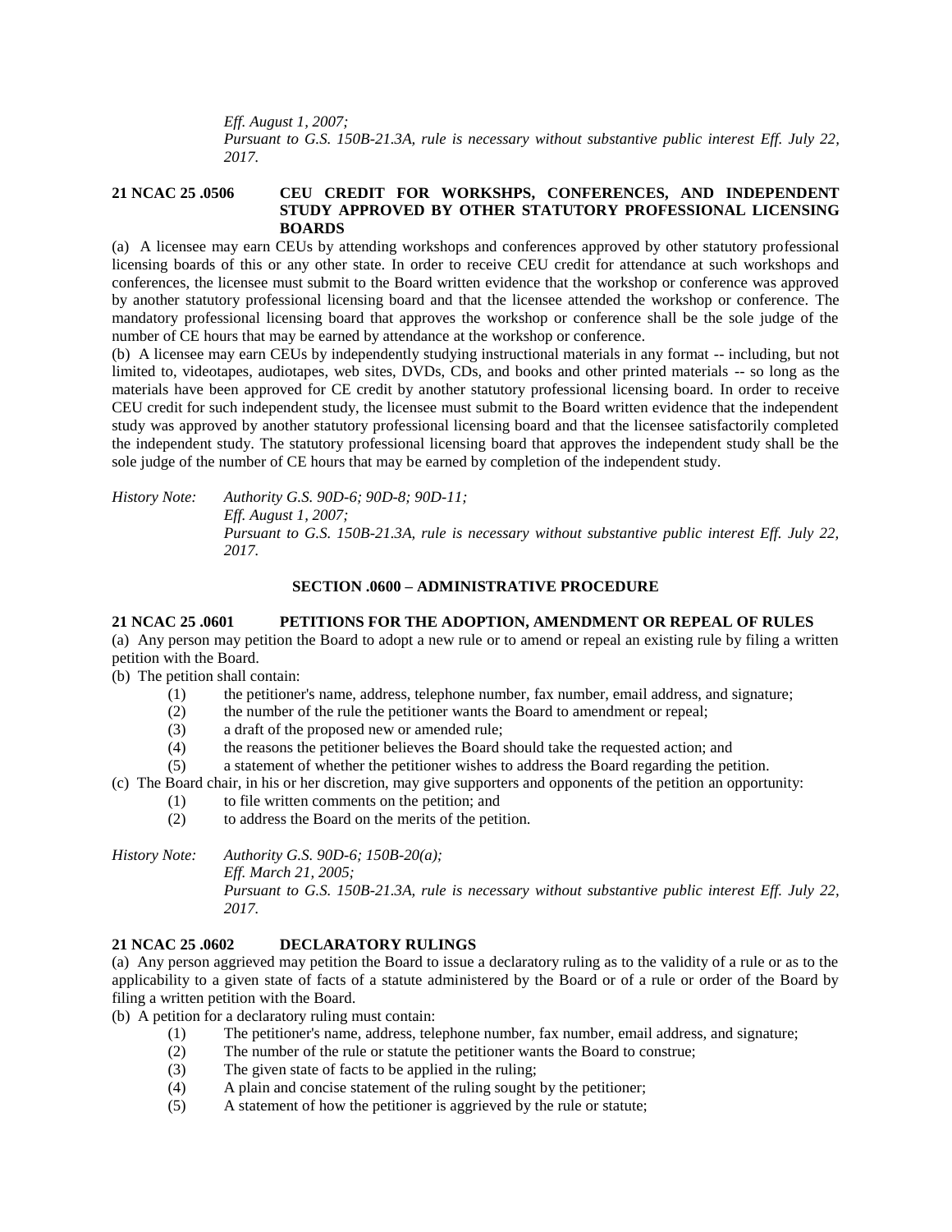*Eff. August 1, 2007;*
*Pursuant to G.S. 150B-21.3A, rule is necessary without substantive public interest Eff. July 22, 2017.*

**21 NCAC 25 .0506 CEU CREDIT FOR WORKSHPS, CONFERENCES, AND INDEPENDENT STUDY APPROVED BY OTHER STATUTORY PROFESSIONAL LICENSING BOARDS**

(a) A licensee may earn CEUs by attending workshops and conferences approved by other statutory professional licensing boards of this or any other state. In order to receive CEU credit for attendance at such workshops and conferences, the licensee must submit to the Board written evidence that the workshop or conference was approved by another statutory professional licensing board and that the licensee attended the workshop or conference. The mandatory professional licensing board that approves the workshop or conference shall be the sole judge of the number of CE hours that may be earned by attendance at the workshop or conference.

(b) A licensee may earn CEUs by independently studying instructional materials in any format -- including, but not limited to, videotapes, audiotapes, web sites, DVDs, CDs, and books and other printed materials -- so long as the materials have been approved for CE credit by another statutory professional licensing board. In order to receive CEU credit for such independent study, the licensee must submit to the Board written evidence that the independent study was approved by another statutory professional licensing board and that the licensee satisfactorily completed the independent study. The statutory professional licensing board that approves the independent study shall be the sole judge of the number of CE hours that may be earned by completion of the independent study.

*History Note: Authority G.S. 90D-6; 90D-8; 90D-11;*
*Eff. August 1, 2007;*
*Pursuant to G.S. 150B-21.3A, rule is necessary without substantive public interest Eff. July 22, 2017.*

## SECTION .0600 – ADMINISTRATIVE PROCEDURE

**21 NCAC 25 .0601 PETITIONS FOR THE ADOPTION, AMENDMENT OR REPEAL OF RULES**

(a) Any person may petition the Board to adopt a new rule or to amend or repeal an existing rule by filing a written petition with the Board.

(b) The petition shall contain:

(1) the petitioner's name, address, telephone number, fax number, email address, and signature;
(2) the number of the rule the petitioner wants the Board to amendment or repeal;
(3) a draft of the proposed new or amended rule;
(4) the reasons the petitioner believes the Board should take the requested action; and
(5) a statement of whether the petitioner wishes to address the Board regarding the petition.

(c) The Board chair, in his or her discretion, may give supporters and opponents of the petition an opportunity:

(1) to file written comments on the petition; and
(2) to address the Board on the merits of the petition.

*History Note: Authority G.S. 90D-6; 150B-20(a);*
*Eff. March 21, 2005;*
*Pursuant to G.S. 150B-21.3A, rule is necessary without substantive public interest Eff. July 22, 2017.*

**21 NCAC 25 .0602 DECLARATORY RULINGS**

(a) Any person aggrieved may petition the Board to issue a declaratory ruling as to the validity of a rule or as to the applicability to a given state of facts of a statute administered by the Board or of a rule or order of the Board by filing a written petition with the Board.

(b) A petition for a declaratory ruling must contain:

(1) The petitioner's name, address, telephone number, fax number, email address, and signature;
(2) The number of the rule or statute the petitioner wants the Board to construe;
(3) The given state of facts to be applied in the ruling;
(4) A plain and concise statement of the ruling sought by the petitioner;
(5) A statement of how the petitioner is aggrieved by the rule or statute;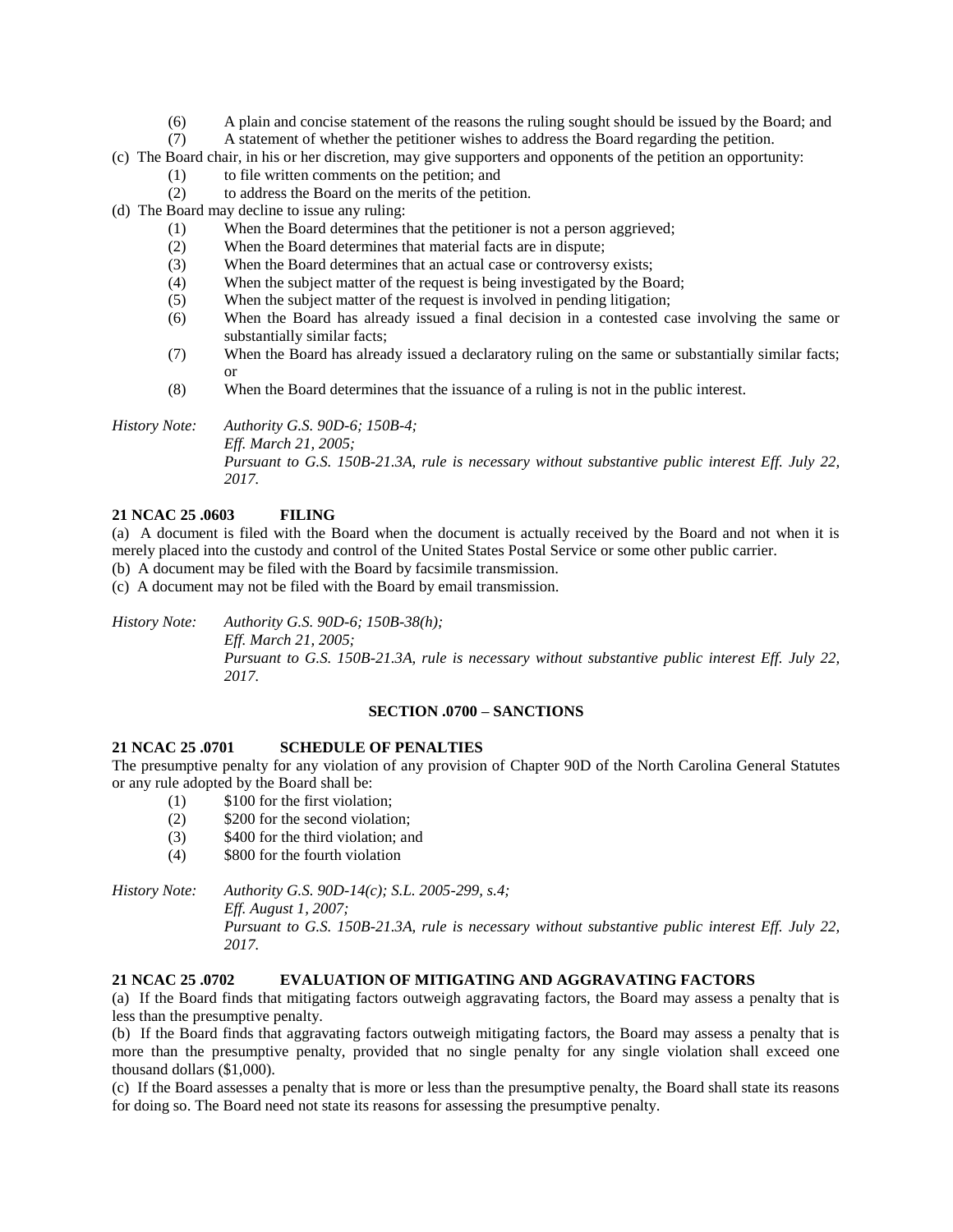(6) A plain and concise statement of the reasons the ruling sought should be issued by the Board; and
(7) A statement of whether the petitioner wishes to address the Board regarding the petition.

(c) The Board chair, in his or her discretion, may give supporters and opponents of the petition an opportunity:

(1) to file written comments on the petition; and
(2) to address the Board on the merits of the petition.

(d) The Board may decline to issue any ruling:

(1) When the Board determines that the petitioner is not a person aggrieved;
(2) When the Board determines that material facts are in dispute;
(3) When the Board determines that an actual case or controversy exists;
(4) When the subject matter of the request is being investigated by the Board;
(5) When the subject matter of the request is involved in pending litigation;
(6) When the Board has already issued a final decision in a contested case involving the same or substantially similar facts;
(7) When the Board has already issued a declaratory ruling on the same or substantially similar facts; or
(8) When the Board determines that the issuance of a ruling is not in the public interest.

*History Note: Authority G.S. 90D-6; 150B-4;*
*Eff. March 21, 2005;*
*Pursuant to G.S. 150B-21.3A, rule is necessary without substantive public interest Eff. July 22, 2017.*

**21 NCAC 25 .0603 FILING**

(a) A document is filed with the Board when the document is actually received by the Board and not when it is merely placed into the custody and control of the United States Postal Service or some other public carrier.
(b) A document may be filed with the Board by facsimile transmission.
(c) A document may not be filed with the Board by email transmission.

*History Note: Authority G.S. 90D-6; 150B-38(h);*
*Eff. March 21, 2005;*
*Pursuant to G.S. 150B-21.3A, rule is necessary without substantive public interest Eff. July 22, 2017.*

## SECTION .0700 – SANCTIONS

**21 NCAC 25 .0701 SCHEDULE OF PENALTIES**

The presumptive penalty for any violation of any provision of Chapter 90D of the North Carolina General Statutes or any rule adopted by the Board shall be:

(1) $100 for the first violation;
(2) $200 for the second violation;
(3) $400 for the third violation; and
(4) $800 for the fourth violation

*History Note: Authority G.S. 90D-14(c); S.L. 2005-299, s.4;*
*Eff. August 1, 2007;*
*Pursuant to G.S. 150B-21.3A, rule is necessary without substantive public interest Eff. July 22, 2017.*

**21 NCAC 25 .0702 EVALUATION OF MITIGATING AND AGGRAVATING FACTORS**

(a) If the Board finds that mitigating factors outweigh aggravating factors, the Board may assess a penalty that is less than the presumptive penalty.
(b) If the Board finds that aggravating factors outweigh mitigating factors, the Board may assess a penalty that is more than the presumptive penalty, provided that no single penalty for any single violation shall exceed one thousand dollars ($1,000).
(c) If the Board assesses a penalty that is more or less than the presumptive penalty, the Board shall state its reasons for doing so. The Board need not state its reasons for assessing the presumptive penalty.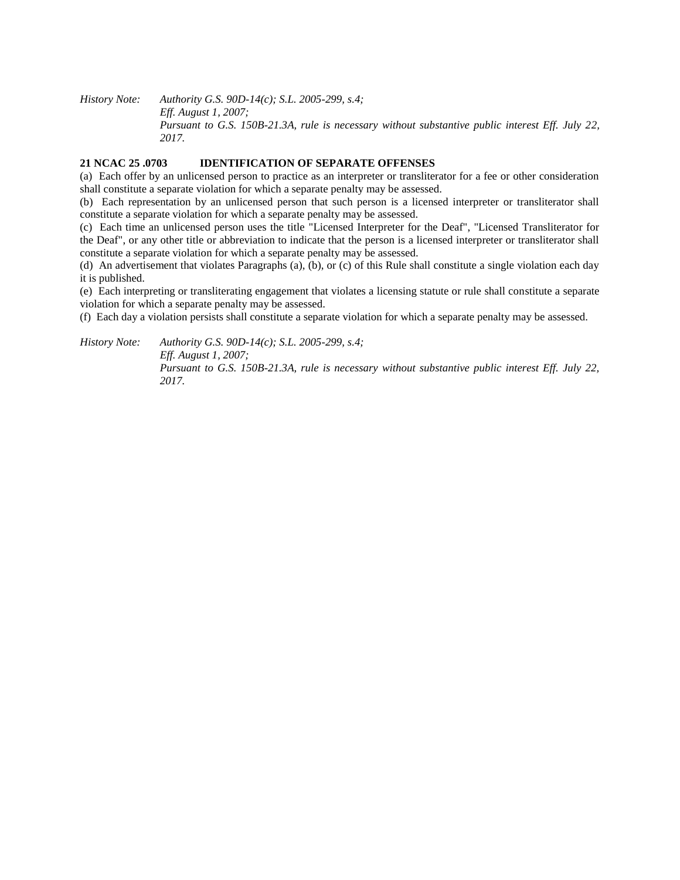*History Note: Authority G.S. 90D-14(c); S.L. 2005-299, s.4;*
*Eff. August 1, 2007;*
*Pursuant to G.S. 150B-21.3A, rule is necessary without substantive public interest Eff. July 22, 2017.*

**21 NCAC 25 .0703 IDENTIFICATION OF SEPARATE OFFENSES**

(a) Each offer by an unlicensed person to practice as an interpreter or transliterator for a fee or other consideration shall constitute a separate violation for which a separate penalty may be assessed.

(b) Each representation by an unlicensed person that such person is a licensed interpreter or transliterator shall constitute a separate violation for which a separate penalty may be assessed.

(c) Each time an unlicensed person uses the title "Licensed Interpreter for the Deaf", "Licensed Transliterator for the Deaf", or any other title or abbreviation to indicate that the person is a licensed interpreter or transliterator shall constitute a separate violation for which a separate penalty may be assessed.

(d) An advertisement that violates Paragraphs (a), (b), or (c) of this Rule shall constitute a single violation each day it is published.

(e) Each interpreting or transliterating engagement that violates a licensing statute or rule shall constitute a separate violation for which a separate penalty may be assessed.

(f) Each day a violation persists shall constitute a separate violation for which a separate penalty may be assessed.

*History Note: Authority G.S. 90D-14(c); S.L. 2005-299, s.4;*
*Eff. August 1, 2007;*
*Pursuant to G.S. 150B-21.3A, rule is necessary without substantive public interest Eff. July 22, 2017.*